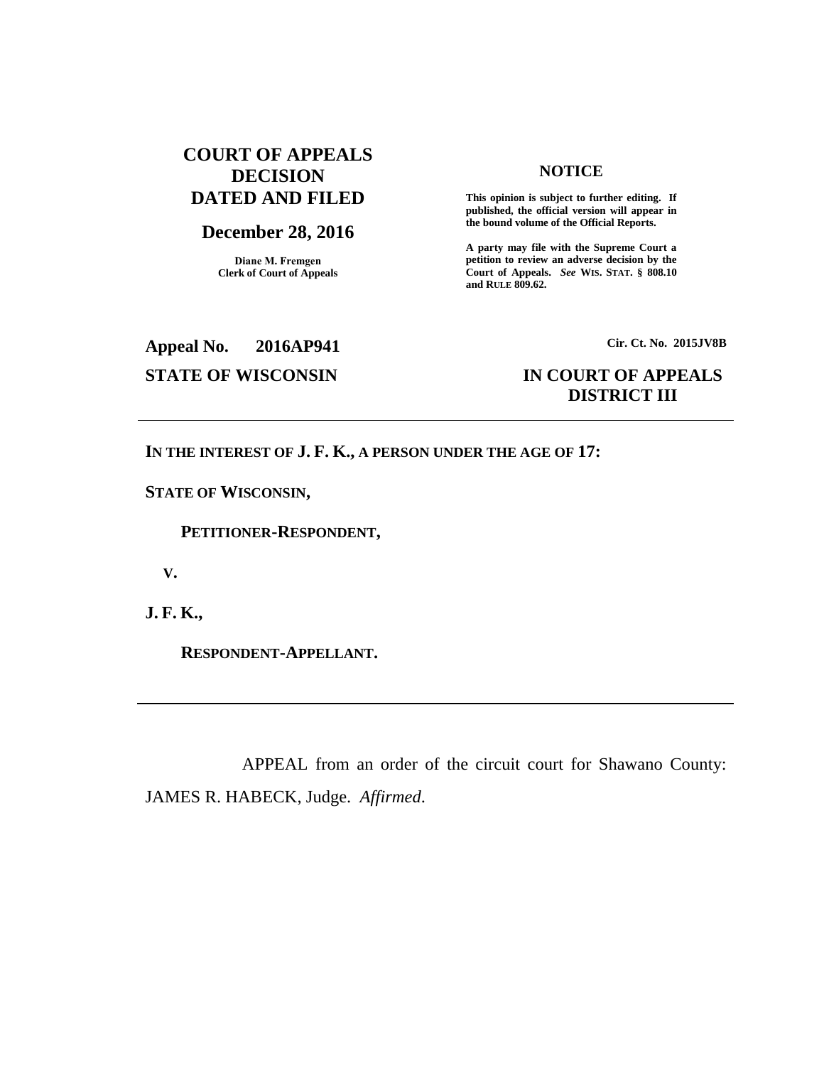**COURT OF APPEALS DECISION DATED AND FILED**

**December 28, 2016**

Diane M. Fremgen
Clerk of Court of Appeals

**NOTICE**

**This opinion is subject to further editing. If published, the official version will appear in the bound volume of the Official Reports.**

**A party may file with the Supreme Court a petition to review an adverse decision by the Court of Appeals.** ***See*** **WIS. STAT. § 808.10 and RULE 809.62.**

**Appeal No. 2016AP941**

**Cir. Ct. No. 2015JV8B**

**STATE OF WISCONSIN**

**IN COURT OF APPEALS DISTRICT III**

---

**IN THE INTEREST OF J. F. K., A PERSON UNDER THE AGE OF 17:**

**STATE OF WISCONSIN,**

**PETITIONER-RESPONDENT,**

**V.**

**J. F. K.,**

**RESPONDENT-APPELLANT.**

---

APPEAL from an order of the circuit court for Shawano County: JAMES R. HABECK, Judge. *Affirmed*.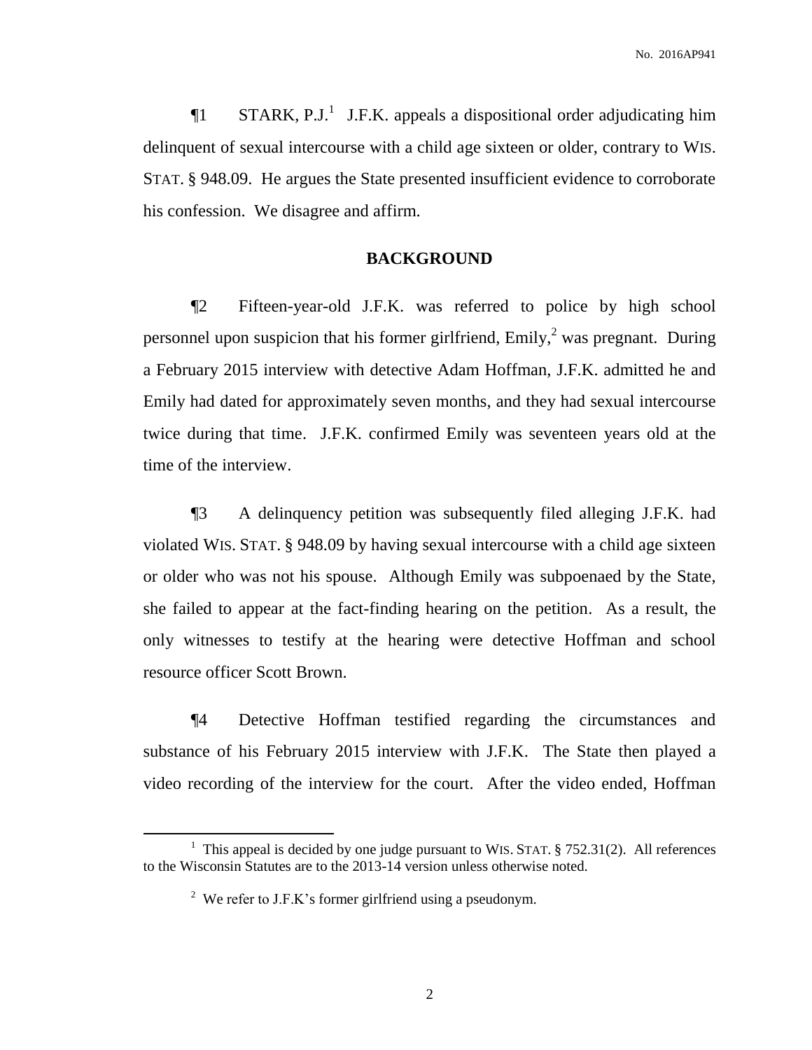¶1 STARK, P.J.[1] J.F.K. appeals a dispositional order adjudicating him delinquent of sexual intercourse with a child age sixteen or older, contrary to WIS. STAT. § 948.09. He argues the State presented insufficient evidence to corroborate his confession. We disagree and affirm.

## BACKGROUND

¶2 Fifteen-year-old J.F.K. was referred to police by high school personnel upon suspicion that his former girlfriend, Emily,[2] was pregnant. During a February 2015 interview with detective Adam Hoffman, J.F.K. admitted he and Emily had dated for approximately seven months, and they had sexual intercourse twice during that time. J.F.K. confirmed Emily was seventeen years old at the time of the interview.

¶3 A delinquency petition was subsequently filed alleging J.F.K. had violated WIS. STAT. § 948.09 by having sexual intercourse with a child age sixteen or older who was not his spouse. Although Emily was subpoenaed by the State, she failed to appear at the fact-finding hearing on the petition. As a result, the only witnesses to testify at the hearing were detective Hoffman and school resource officer Scott Brown.

¶4 Detective Hoffman testified regarding the circumstances and substance of his February 2015 interview with J.F.K. The State then played a video recording of the interview for the court. After the video ended, Hoffman

---

[1] This appeal is decided by one judge pursuant to WIS. STAT. § 752.31(2). All references to the Wisconsin Statutes are to the 2013-14 version unless otherwise noted.

[2] We refer to J.F.K's former girlfriend using a pseudonym.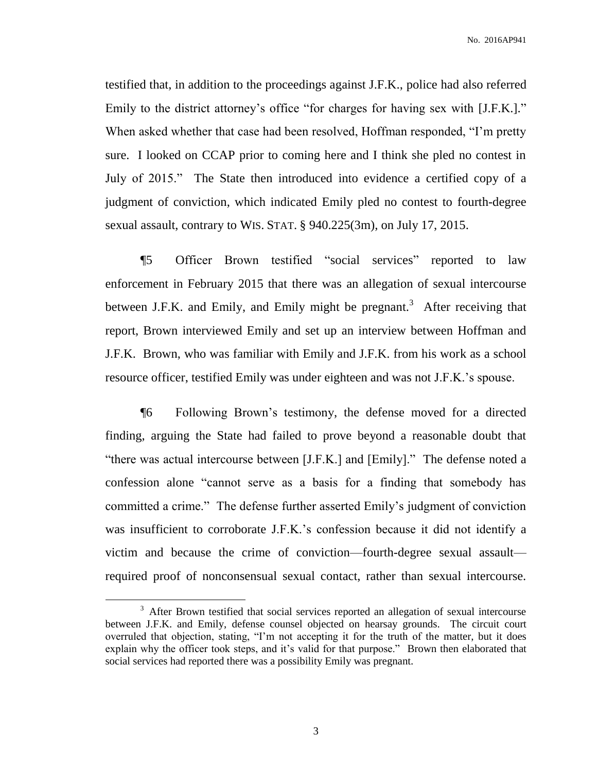testified that, in addition to the proceedings against J.F.K., police had also referred Emily to the district attorney's office "for charges for having sex with [J.F.K.]." When asked whether that case had been resolved, Hoffman responded, "I'm pretty sure. I looked on CCAP prior to coming here and I think she pled no contest in July of 2015." The State then introduced into evidence a certified copy of a judgment of conviction, which indicated Emily pled no contest to fourth-degree sexual assault, contrary to WIS. STAT. § 940.225(3m), on July 17, 2015.

¶5 Officer Brown testified "social services" reported to law enforcement in February 2015 that there was an allegation of sexual intercourse between J.F.K. and Emily, and Emily might be pregnant.[3] After receiving that report, Brown interviewed Emily and set up an interview between Hoffman and J.F.K. Brown, who was familiar with Emily and J.F.K. from his work as a school resource officer, testified Emily was under eighteen and was not J.F.K.'s spouse.

¶6 Following Brown's testimony, the defense moved for a directed finding, arguing the State had failed to prove beyond a reasonable doubt that "there was actual intercourse between [J.F.K.] and [Emily]." The defense noted a confession alone "cannot serve as a basis for a finding that somebody has committed a crime." The defense further asserted Emily's judgment of conviction was insufficient to corroborate J.F.K.'s confession because it did not identify a victim and because the crime of conviction—fourth-degree sexual assault—required proof of nonconsensual sexual contact, rather than sexual intercourse.

---

[3] After Brown testified that social services reported an allegation of sexual intercourse between J.F.K. and Emily, defense counsel objected on hearsay grounds. The circuit court overruled that objection, stating, "I'm not accepting it for the truth of the matter, but it does explain why the officer took steps, and it's valid for that purpose." Brown then elaborated that social services had reported there was a possibility Emily was pregnant.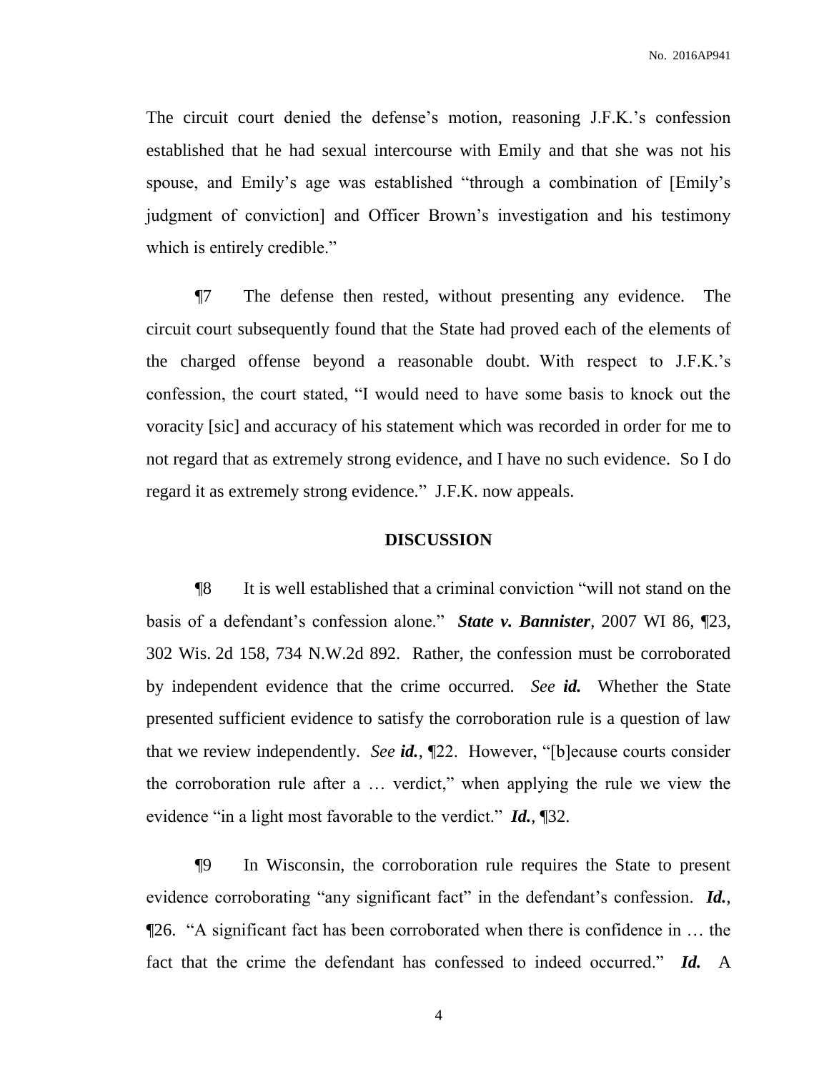The circuit court denied the defense's motion, reasoning J.F.K.'s confession established that he had sexual intercourse with Emily and that she was not his spouse, and Emily's age was established "through a combination of [Emily's judgment of conviction] and Officer Brown's investigation and his testimony which is entirely credible."

¶7 The defense then rested, without presenting any evidence. The circuit court subsequently found that the State had proved each of the elements of the charged offense beyond a reasonable doubt. With respect to J.F.K.'s confession, the court stated, "I would need to have some basis to knock out the voracity [sic] and accuracy of his statement which was recorded in order for me to not regard that as extremely strong evidence, and I have no such evidence. So I do regard it as extremely strong evidence." J.F.K. now appeals.

## DISCUSSION

¶8 It is well established that a criminal conviction "will not stand on the basis of a defendant's confession alone." ***State v. Bannister***, 2007 WI 86, ¶23, 302 Wis. 2d 158, 734 N.W.2d 892. Rather, the confession must be corroborated by independent evidence that the crime occurred. *See* ***id.*** Whether the State presented sufficient evidence to satisfy the corroboration rule is a question of law that we review independently. *See* ***id.***, ¶22. However, "[b]ecause courts consider the corroboration rule after a … verdict," when applying the rule we view the evidence "in a light most favorable to the verdict." ***Id.***, ¶32.

¶9 In Wisconsin, the corroboration rule requires the State to present evidence corroborating "any significant fact" in the defendant's confession. ***Id.***, ¶26. "A significant fact has been corroborated when there is confidence in … the fact that the crime the defendant has confessed to indeed occurred." ***Id.*** A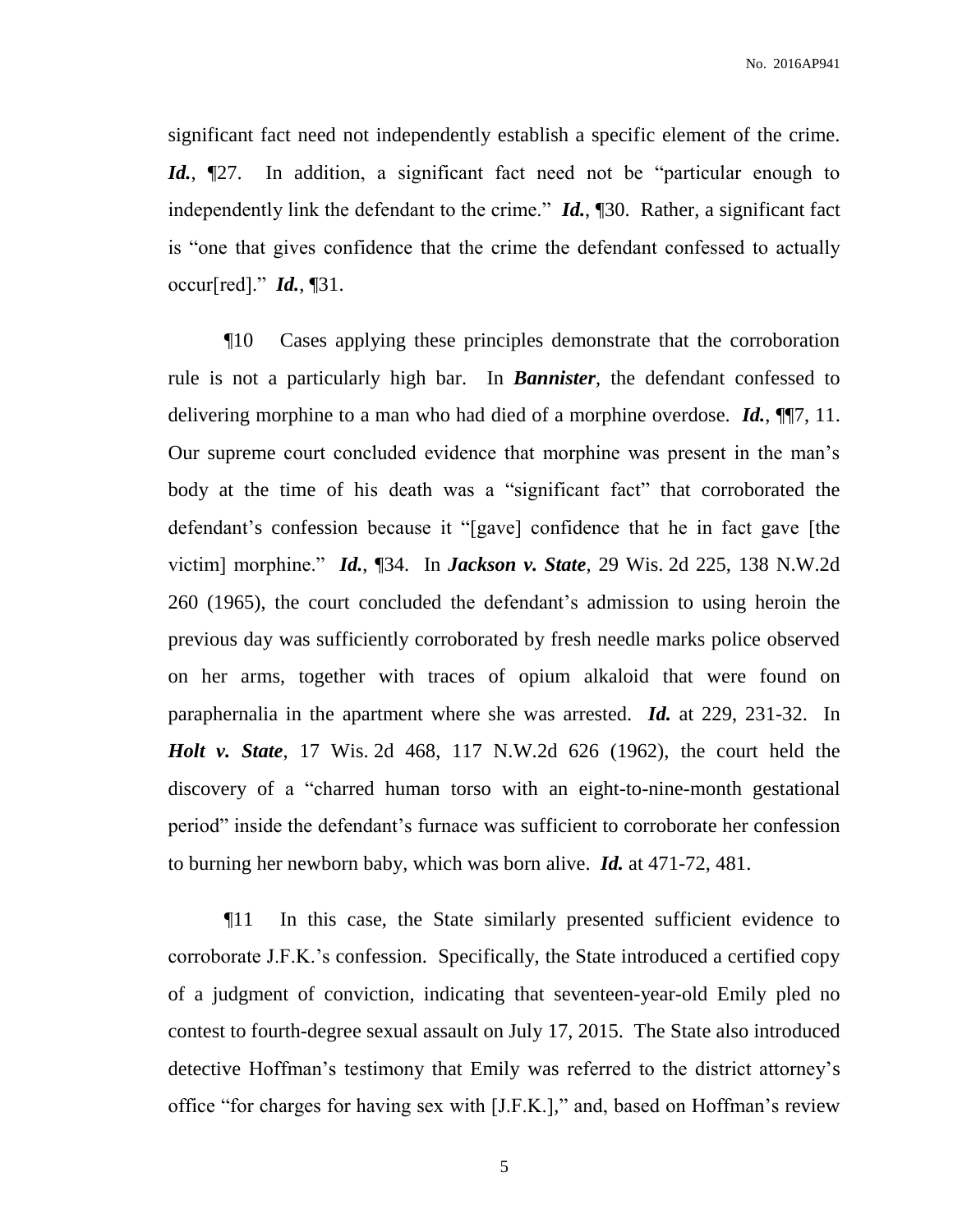significant fact need not independently establish a specific element of the crime. ***Id.***, ¶27. In addition, a significant fact need not be "particular enough to independently link the defendant to the crime." ***Id.***, ¶30. Rather, a significant fact is "one that gives confidence that the crime the defendant confessed to actually occur[red]." ***Id.***, ¶31.

¶10 Cases applying these principles demonstrate that the corroboration rule is not a particularly high bar. In ***Bannister***, the defendant confessed to delivering morphine to a man who had died of a morphine overdose. ***Id.***, ¶¶7, 11. Our supreme court concluded evidence that morphine was present in the man's body at the time of his death was a "significant fact" that corroborated the defendant's confession because it "[gave] confidence that he in fact gave [the victim] morphine." ***Id.***, ¶34. In ***Jackson v. State***, 29 Wis. 2d 225, 138 N.W.2d 260 (1965), the court concluded the defendant's admission to using heroin the previous day was sufficiently corroborated by fresh needle marks police observed on her arms, together with traces of opium alkaloid that were found on paraphernalia in the apartment where she was arrested. ***Id.*** at 229, 231-32. In ***Holt v. State***, 17 Wis. 2d 468, 117 N.W.2d 626 (1962), the court held the discovery of a "charred human torso with an eight-to-nine-month gestational period" inside the defendant's furnace was sufficient to corroborate her confession to burning her newborn baby, which was born alive. ***Id.*** at 471-72, 481.

¶11 In this case, the State similarly presented sufficient evidence to corroborate J.F.K.'s confession. Specifically, the State introduced a certified copy of a judgment of conviction, indicating that seventeen-year-old Emily pled no contest to fourth-degree sexual assault on July 17, 2015. The State also introduced detective Hoffman's testimony that Emily was referred to the district attorney's office "for charges for having sex with [J.F.K.]," and, based on Hoffman's review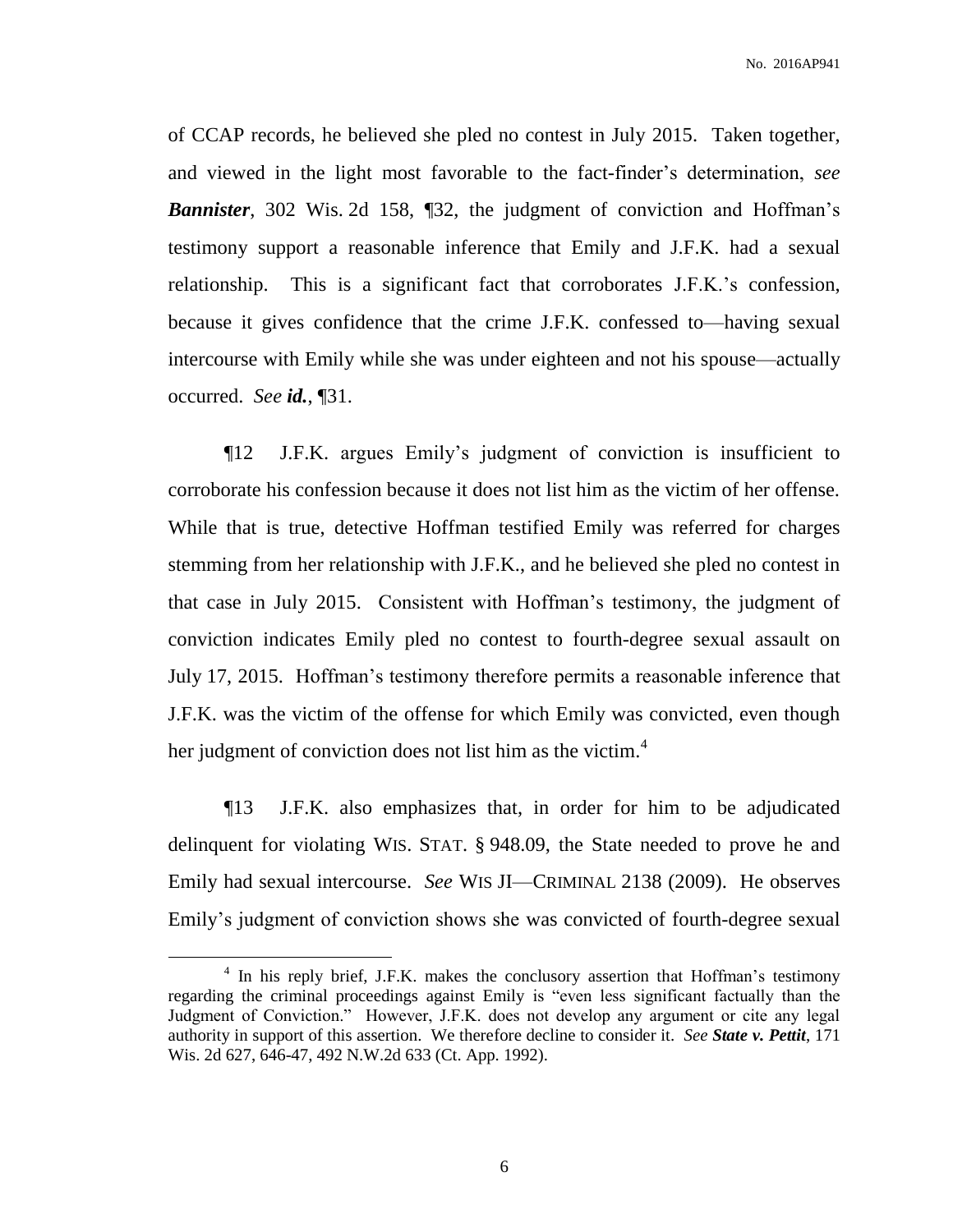of CCAP records, he believed she pled no contest in July 2015. Taken together, and viewed in the light most favorable to the fact-finder's determination, *see* ***Bannister***, 302 Wis. 2d 158, ¶32, the judgment of conviction and Hoffman's testimony support a reasonable inference that Emily and J.F.K. had a sexual relationship. This is a significant fact that corroborates J.F.K.'s confession, because it gives confidence that the crime J.F.K. confessed to—having sexual intercourse with Emily while she was under eighteen and not his spouse—actually occurred. *See* ***id.***, ¶31.

¶12 J.F.K. argues Emily's judgment of conviction is insufficient to corroborate his confession because it does not list him as the victim of her offense. While that is true, detective Hoffman testified Emily was referred for charges stemming from her relationship with J.F.K., and he believed she pled no contest in that case in July 2015. Consistent with Hoffman's testimony, the judgment of conviction indicates Emily pled no contest to fourth-degree sexual assault on July 17, 2015. Hoffman's testimony therefore permits a reasonable inference that J.F.K. was the victim of the offense for which Emily was convicted, even though her judgment of conviction does not list him as the victim.[4]

¶13 J.F.K. also emphasizes that, in order for him to be adjudicated delinquent for violating WIS. STAT. § 948.09, the State needed to prove he and Emily had sexual intercourse. *See* WIS JI—CRIMINAL 2138 (2009). He observes Emily's judgment of conviction shows she was convicted of fourth-degree sexual

---

[4] In his reply brief, J.F.K. makes the conclusory assertion that Hoffman's testimony regarding the criminal proceedings against Emily is "even less significant factually than the Judgment of Conviction." However, J.F.K. does not develop any argument or cite any legal authority in support of this assertion. We therefore decline to consider it. *See* ***State v. Pettit***, 171 Wis. 2d 627, 646-47, 492 N.W.2d 633 (Ct. App. 1992).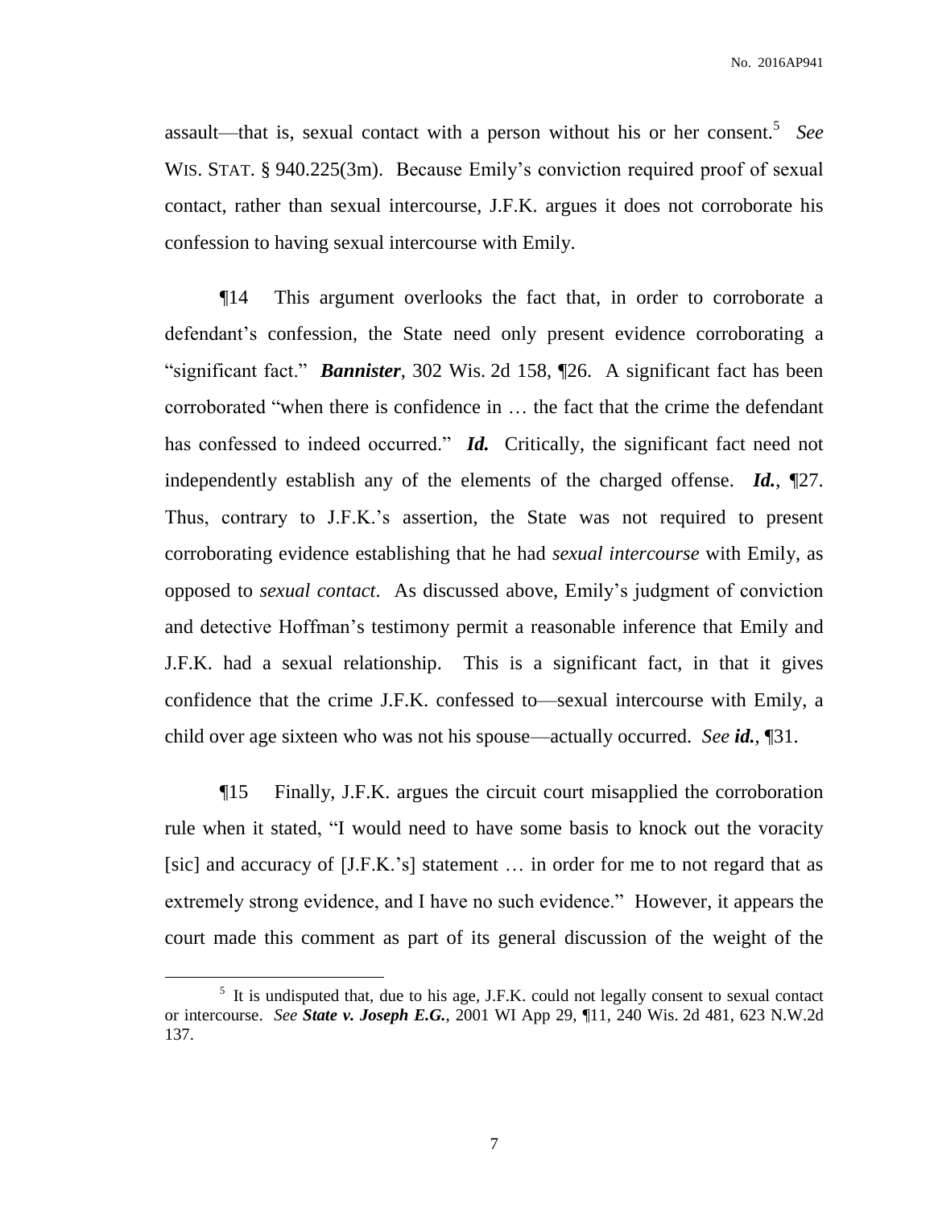assault—that is, sexual contact with a person without his or her consent.[5] *See* WIS. STAT. § 940.225(3m). Because Emily's conviction required proof of sexual contact, rather than sexual intercourse, J.F.K. argues it does not corroborate his confession to having sexual intercourse with Emily.

¶14 This argument overlooks the fact that, in order to corroborate a defendant's confession, the State need only present evidence corroborating a "significant fact." ***Bannister***, 302 Wis. 2d 158, ¶26. A significant fact has been corroborated "when there is confidence in … the fact that the crime the defendant has confessed to indeed occurred." ***Id.*** Critically, the significant fact need not independently establish any of the elements of the charged offense. ***Id.***, ¶27. Thus, contrary to J.F.K.'s assertion, the State was not required to present corroborating evidence establishing that he had *sexual intercourse* with Emily, as opposed to *sexual contact*. As discussed above, Emily's judgment of conviction and detective Hoffman's testimony permit a reasonable inference that Emily and J.F.K. had a sexual relationship. This is a significant fact, in that it gives confidence that the crime J.F.K. confessed to—sexual intercourse with Emily, a child over age sixteen who was not his spouse—actually occurred. *See **id.***, ¶31.

¶15 Finally, J.F.K. argues the circuit court misapplied the corroboration rule when it stated, "I would need to have some basis to knock out the voracity [sic] and accuracy of [J.F.K.'s] statement … in order for me to not regard that as extremely strong evidence, and I have no such evidence." However, it appears the court made this comment as part of its general discussion of the weight of the

---

[5] It is undisputed that, due to his age, J.F.K. could not legally consent to sexual contact or intercourse. *See **State v. Joseph E.G.***, 2001 WI App 29, ¶11, 240 Wis. 2d 481, 623 N.W.2d 137.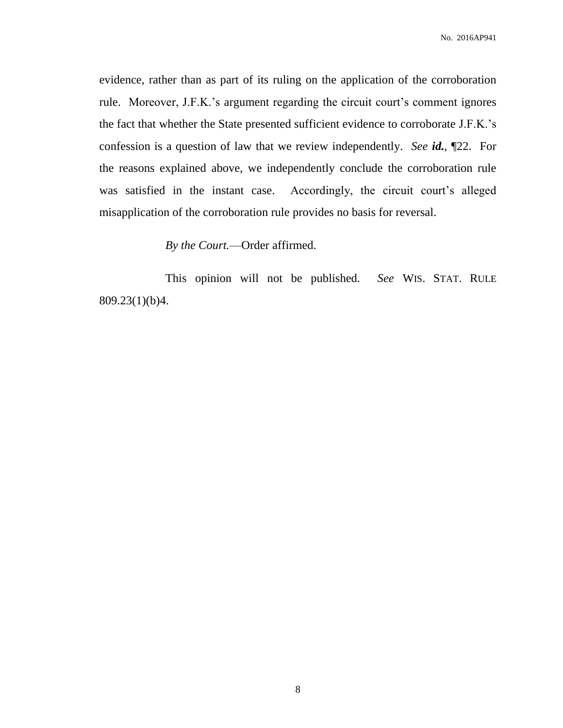evidence, rather than as part of its ruling on the application of the corroboration rule. Moreover, J.F.K.'s argument regarding the circuit court's comment ignores the fact that whether the State presented sufficient evidence to corroborate J.F.K.'s confession is a question of law that we review independently. *See* ***id.***, ¶22. For the reasons explained above, we independently conclude the corroboration rule was satisfied in the instant case. Accordingly, the circuit court's alleged misapplication of the corroboration rule provides no basis for reversal.

*By the Court.*—Order affirmed.

This opinion will not be published. *See* WIS. STAT. RULE 809.23(1)(b)4.